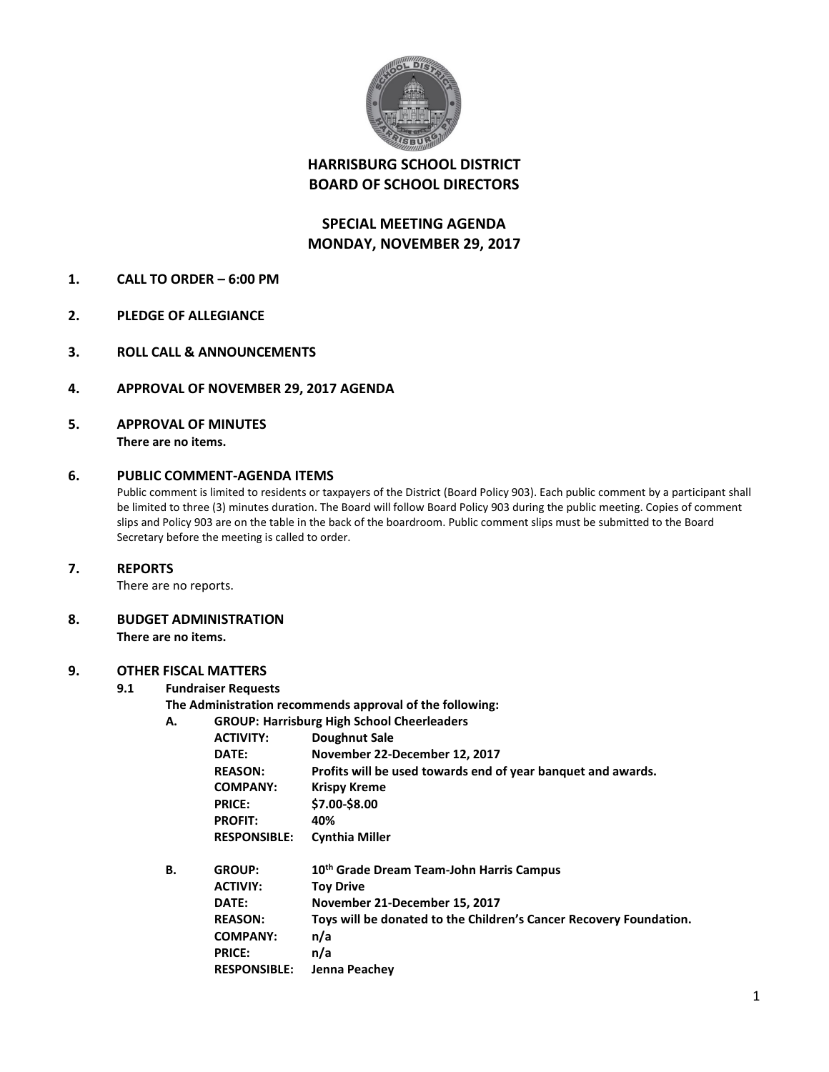# HARRISBURG SCHOOL DISTRICT
# BOARD OF SCHOOL DIRECTORS

## SPECIAL MEETING AGENDA
## MONDAY, NOVEMBER 29, 2017

**1. CALL TO ORDER – 6:00 PM**

**2. PLEDGE OF ALLEGIANCE**

**3. ROLL CALL & ANNOUNCEMENTS**

**4. APPROVAL OF NOVEMBER 29, 2017 AGENDA**

**5. APPROVAL OF MINUTES**
**There are no items.**

**6. PUBLIC COMMENT-AGENDA ITEMS**
Public comment is limited to residents or taxpayers of the District (Board Policy 903). Each public comment by a participant shall be limited to three (3) minutes duration. The Board will follow Board Policy 903 during the public meeting. Copies of comment slips and Policy 903 are on the table in the back of the boardroom. Public comment slips must be submitted to the Board Secretary before the meeting is called to order.

**7. REPORTS**
There are no reports.

**8. BUDGET ADMINISTRATION**
**There are no items.**

**9. OTHER FISCAL MATTERS**

**9.1 Fundraiser Requests**
**The Administration recommends approval of the following:**

**A. GROUP: Harrisburg High School Cheerleaders**
**ACTIVITY: Doughnut Sale**
**DATE: November 22-December 12, 2017**
**REASON: Profits will be used towards end of year banquet and awards.**
**COMPANY: Krispy Kreme**
**PRICE: $7.00-$8.00**
**PROFIT: 40%**
**RESPONSIBLE: Cynthia Miller**

**B. GROUP: 10th Grade Dream Team-John Harris Campus**
**ACTIVIY: Toy Drive**
**DATE: November 21-December 15, 2017**
**REASON: Toys will be donated to the Children's Cancer Recovery Foundation.**
**COMPANY: n/a**
**PRICE: n/a**
**RESPONSIBLE: Jenna Peachey**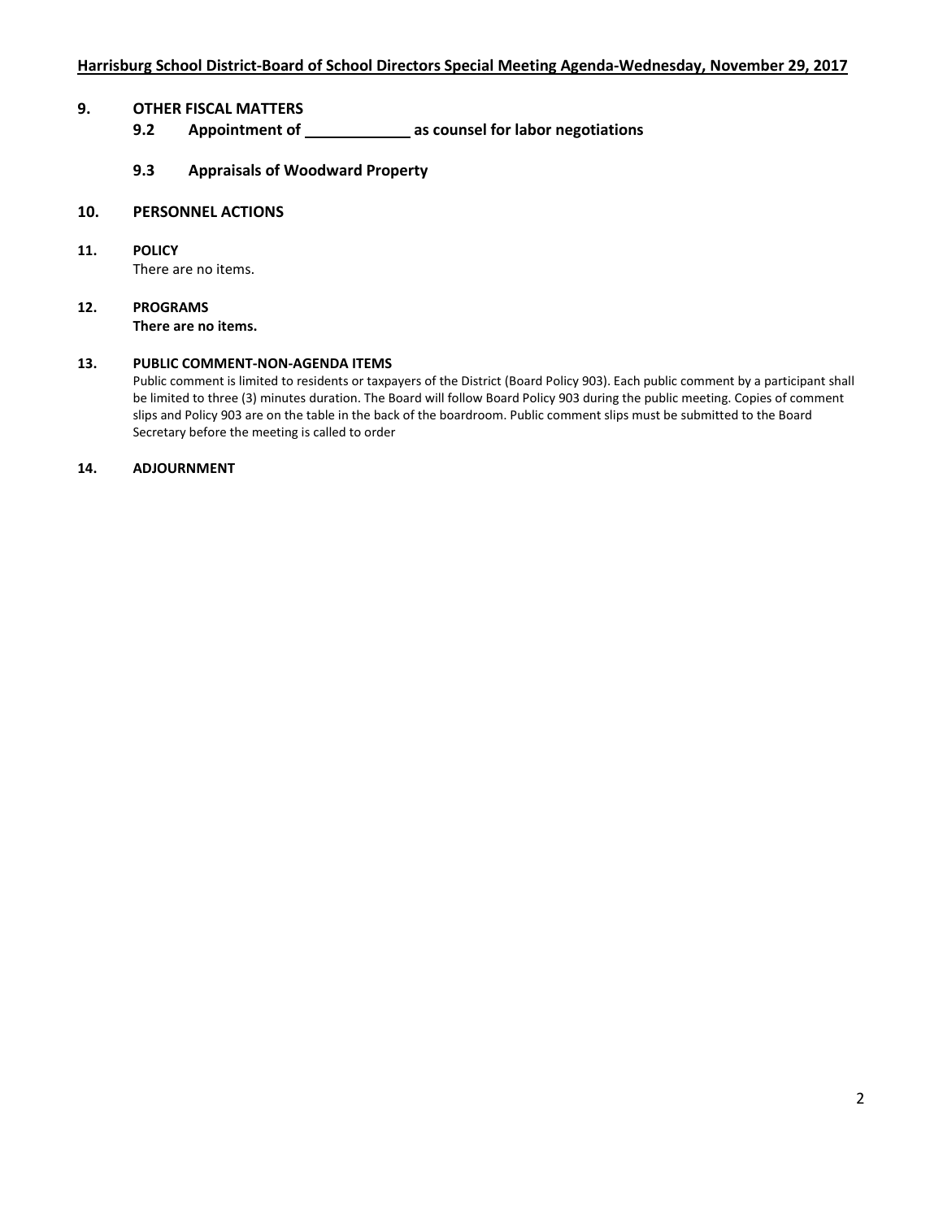**9. OTHER FISCAL MATTERS**

**9.2 Appointment of ____________ as counsel for labor negotiations**

**9.3 Appraisals of Woodward Property**

**10. PERSONNEL ACTIONS**

**11. POLICY**

There are no items.

**12. PROGRAMS**

**There are no items.**

**13. PUBLIC COMMENT-NON-AGENDA ITEMS**

Public comment is limited to residents or taxpayers of the District (Board Policy 903). Each public comment by a participant shall be limited to three (3) minutes duration. The Board will follow Board Policy 903 during the public meeting. Copies of comment slips and Policy 903 are on the table in the back of the boardroom. Public comment slips must be submitted to the Board Secretary before the meeting is called to order

**14. ADJOURNMENT**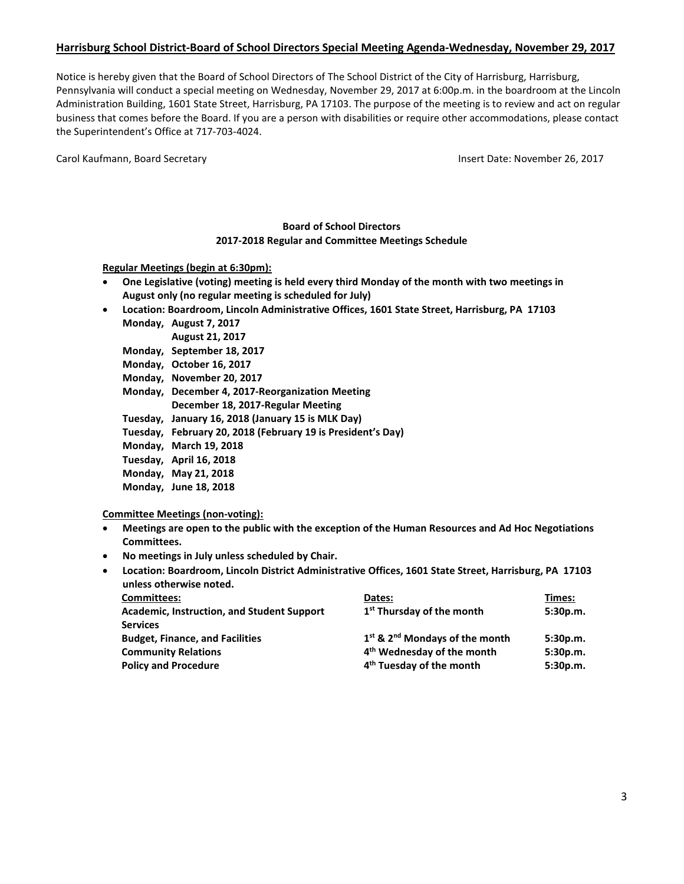**<u>Harrisburg School District-Board of School Directors Special Meeting Agenda-Wednesday, November 29, 2017</u>**

Notice is hereby given that the Board of School Directors of The School District of the City of Harrisburg, Harrisburg, Pennsylvania will conduct a special meeting on Wednesday, November 29, 2017 at 6:00p.m. in the boardroom at the Lincoln Administration Building, 1601 State Street, Harrisburg, PA 17103. The purpose of the meeting is to review and act on regular business that comes before the Board. If you are a person with disabilities or require other accommodations, please contact the Superintendent's Office at 717-703-4024.

Carol Kaufmann, Board Secretary

Insert Date: November 26, 2017

**Board of School Directors**
**2017-2018 Regular and Committee Meetings Schedule**

**<u>Regular Meetings (begin at 6:30pm):</u>**

- **One Legislative (voting) meeting is held every third Monday of the month with two meetings in August only (no regular meeting is scheduled for July)**
- **Location: Boardroom, Lincoln Administrative Offices, 1601 State Street, Harrisburg, PA 17103**

**Monday, August 7, 2017**
**August 21, 2017**
**Monday, September 18, 2017**
**Monday, October 16, 2017**
**Monday, November 20, 2017**
**Monday, December 4, 2017-Reorganization Meeting**
**December 18, 2017-Regular Meeting**
**Tuesday, January 16, 2018 (January 15 is MLK Day)**
**Tuesday, February 20, 2018 (February 19 is President's Day)**
**Monday, March 19, 2018**
**Tuesday, April 16, 2018**
**Monday, May 21, 2018**
**Monday, June 18, 2018**

**<u>Committee Meetings (non-voting):</u>**

- **Meetings are open to the public with the exception of the Human Resources and Ad Hoc Negotiations Committees.**
- **No meetings in July unless scheduled by Chair.**
- **Location: Boardroom, Lincoln District Administrative Offices, 1601 State Street, Harrisburg, PA 17103 unless otherwise noted.**

| **Committees:** | **Dates:** | **Times:** |
|---|---|---|
| **Academic, Instruction, and Student Support Services** | **1st Thursday of the month** | **5:30p.m.** |
| **Budget, Finance, and Facilities** | **1st & 2nd Mondays of the month** | **5:30p.m.** |
| **Community Relations** | **4th Wednesday of the month** | **5:30p.m.** |
| **Policy and Procedure** | **4th Tuesday of the month** | **5:30p.m.** |